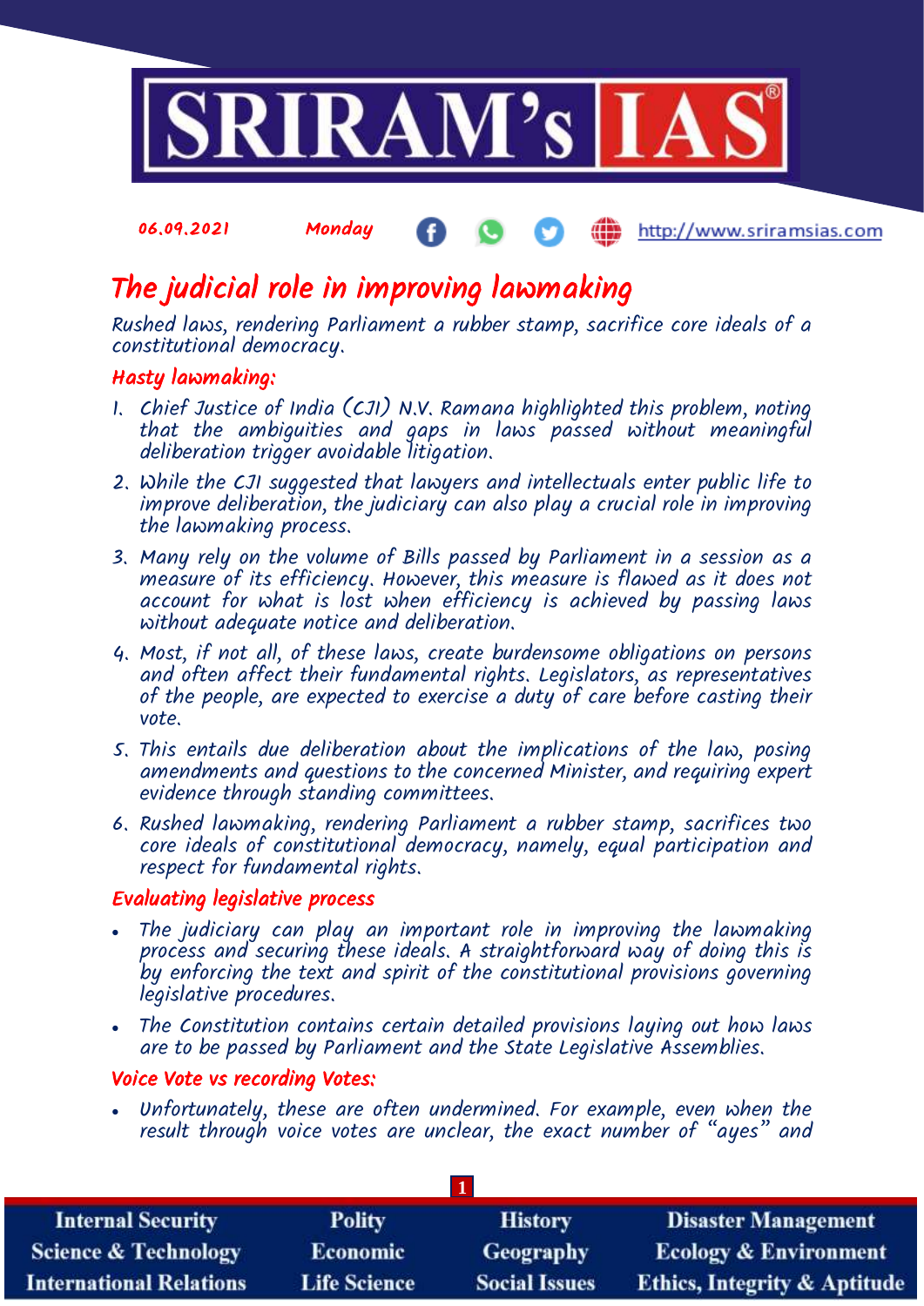06.09.2021 Monday http://www.sriramsias.com

# The judicial role in improving lawmaking

Rushed laws, rendering Parliament a rubber stamp, sacrifice core ideals of a constitutional democracy.

## Hasty lawmaking:

1. Chief Justice of India (CJI) N.V. Ramana highlighted this problem, noting that the ambiguities and gaps in laws passed without meaningful deliberation trigger avoidable litigation.
2. While the CJI suggested that lawyers and intellectuals enter public life to improve deliberation, the judiciary can also play a crucial role in improving the lawmaking process.
3. Many rely on the volume of Bills passed by Parliament in a session as a measure of its efficiency. However, this measure is flawed as it does not account for what is lost when efficiency is achieved by passing laws without adequate notice and deliberation.
4. Most, if not all, of these laws, create burdensome obligations on persons and often affect their fundamental rights. Legislators, as representatives of the people, are expected to exercise a duty of care before casting their vote.
5. This entails due deliberation about the implications of the law, posing amendments and questions to the concerned Minister, and requiring expert evidence through standing committees.
6. Rushed lawmaking, rendering Parliament a rubber stamp, sacrifices two core ideals of constitutional democracy, namely, equal participation and respect for fundamental rights.

## Evaluating legislative process

- The judiciary can play an important role in improving the lawmaking process and securing these ideals. A straightforward way of doing this is by enforcing the text and spirit of the constitutional provisions governing legislative procedures.
- The Constitution contains certain detailed provisions laying out how laws are to be passed by Parliament and the State Legislative Assemblies.

## Voice Vote vs recording Votes:

- Unfortunately, these are often undermined. For example, even when the result through voice votes are unclear, the exact number of "ayes" and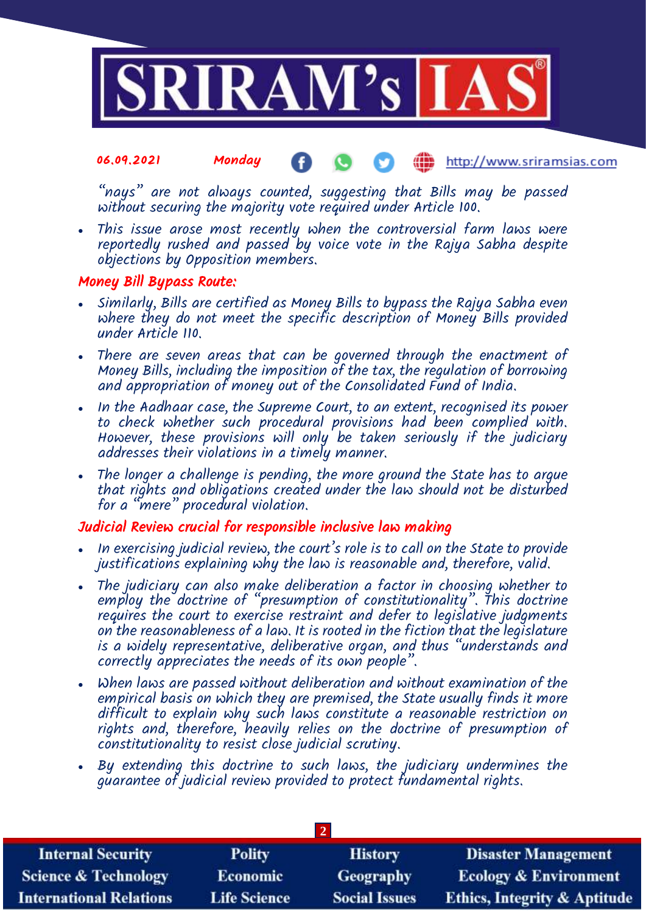"nays" are not always counted, suggesting that Bills may be passed without securing the majority vote required under Article 100.

- This issue arose most recently when the controversial farm laws were reportedly rushed and passed by voice vote in the Rajya Sabha despite objections by Opposition members.

### Money Bill Bypass Route:

- Similarly, Bills are certified as Money Bills to bypass the Rajya Sabha even where they do not meet the specific description of Money Bills provided under Article 110.
- There are seven areas that can be governed through the enactment of Money Bills, including the imposition of the tax, the regulation of borrowing and appropriation of money out of the Consolidated Fund of India.
- In the Aadhaar case, the Supreme Court, to an extent, recognised its power to check whether such procedural provisions had been complied with. However, these provisions will only be taken seriously if the judiciary addresses their violations in a timely manner.
- The longer a challenge is pending, the more ground the State has to argue that rights and obligations created under the law should not be disturbed for a "mere" procedural violation.

### Judicial Review crucial for responsible inclusive law making

- In exercising judicial review, the court's role is to call on the State to provide justifications explaining why the law is reasonable and, therefore, valid.
- The judiciary can also make deliberation a factor in choosing whether to employ the doctrine of "presumption of constitutionality". This doctrine requires the court to exercise restraint and defer to legislative judgments on the reasonableness of a law. It is rooted in the fiction that the legislature is a widely representative, deliberative organ, and thus "understands and correctly appreciates the needs of its own people".
- When laws are passed without deliberation and without examination of the empirical basis on which they are premised, the State usually finds it more difficult to explain why such laws constitute a reasonable restriction on rights and, therefore, heavily relies on the doctrine of presumption of constitutionality to resist close judicial scrutiny.
- By extending this doctrine to such laws, the judiciary undermines the guarantee of judicial review provided to protect fundamental rights.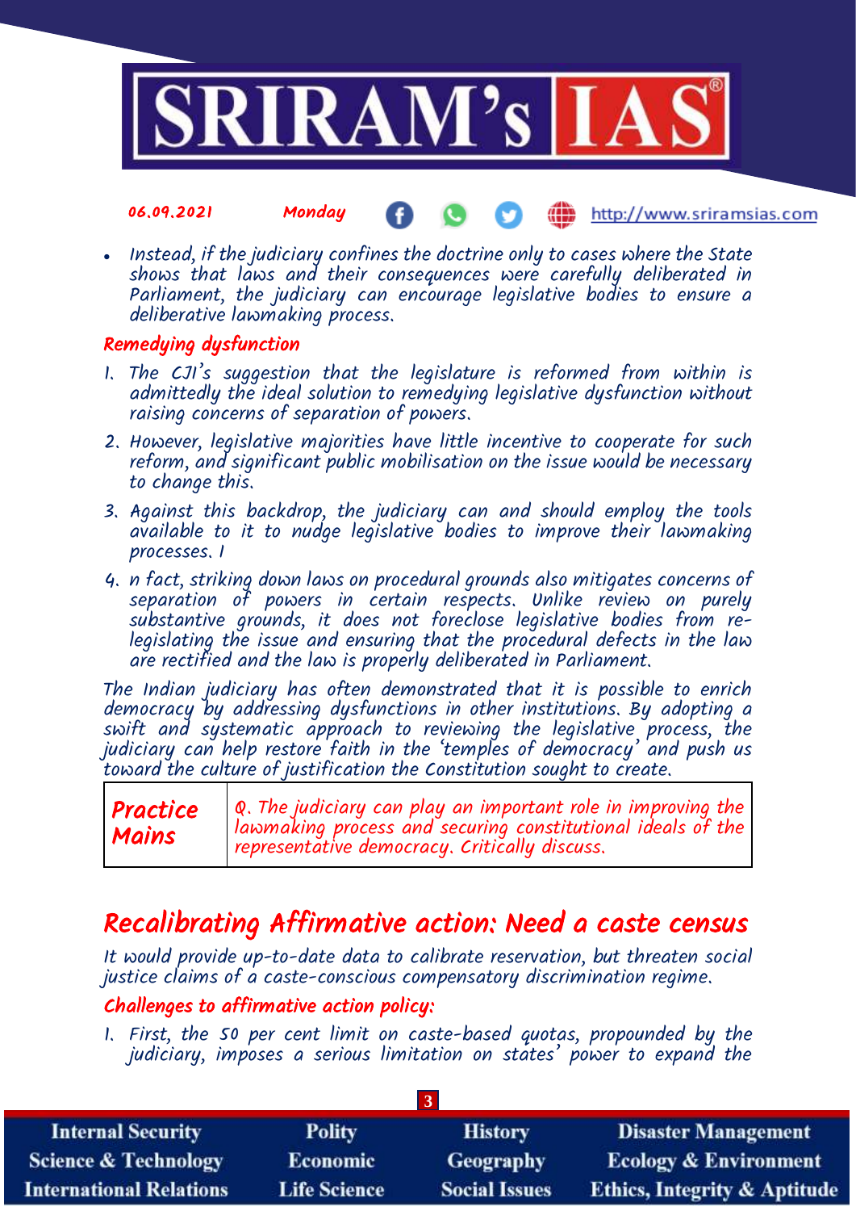- Instead, if the judiciary confines the doctrine only to cases where the State shows that laws and their consequences were carefully deliberated in Parliament, the judiciary can encourage legislative bodies to ensure a deliberative lawmaking process.

### Remedying dysfunction

1. The CJI's suggestion that the legislature is reformed from within is admittedly the ideal solution to remedying legislative dysfunction without raising concerns of separation of powers.
2. However, legislative majorities have little incentive to cooperate for such reform, and significant public mobilisation on the issue would be necessary to change this.
3. Against this backdrop, the judiciary can and should employ the tools available to it to nudge legislative bodies to improve their lawmaking processes. I
4. n fact, striking down laws on procedural grounds also mitigates concerns of separation of powers in certain respects. Unlike review on purely substantive grounds, it does not foreclose legislative bodies from re-legislating the issue and ensuring that the procedural defects in the law are rectified and the law is properly deliberated in Parliament.

The Indian judiciary has often demonstrated that it is possible to enrich democracy by addressing dysfunctions in other institutions. By adopting a swift and systematic approach to reviewing the legislative process, the judiciary can help restore faith in the 'temples of democracy' and push us toward the culture of justification the Constitution sought to create.

| Practice Mains | Q. The judiciary can play an important role in improving the lawmaking process and securing constitutional ideals of the representative democracy. Critically discuss. |
|---|---|

## Recalibrating Affirmative action: Need a caste census

It would provide up-to-date data to calibrate reservation, but threaten social justice claims of a caste-conscious compensatory discrimination regime.

### Challenges to affirmative action policy:

1. First, the 50 per cent limit on caste-based quotas, propounded by the judiciary, imposes a serious limitation on states' power to expand the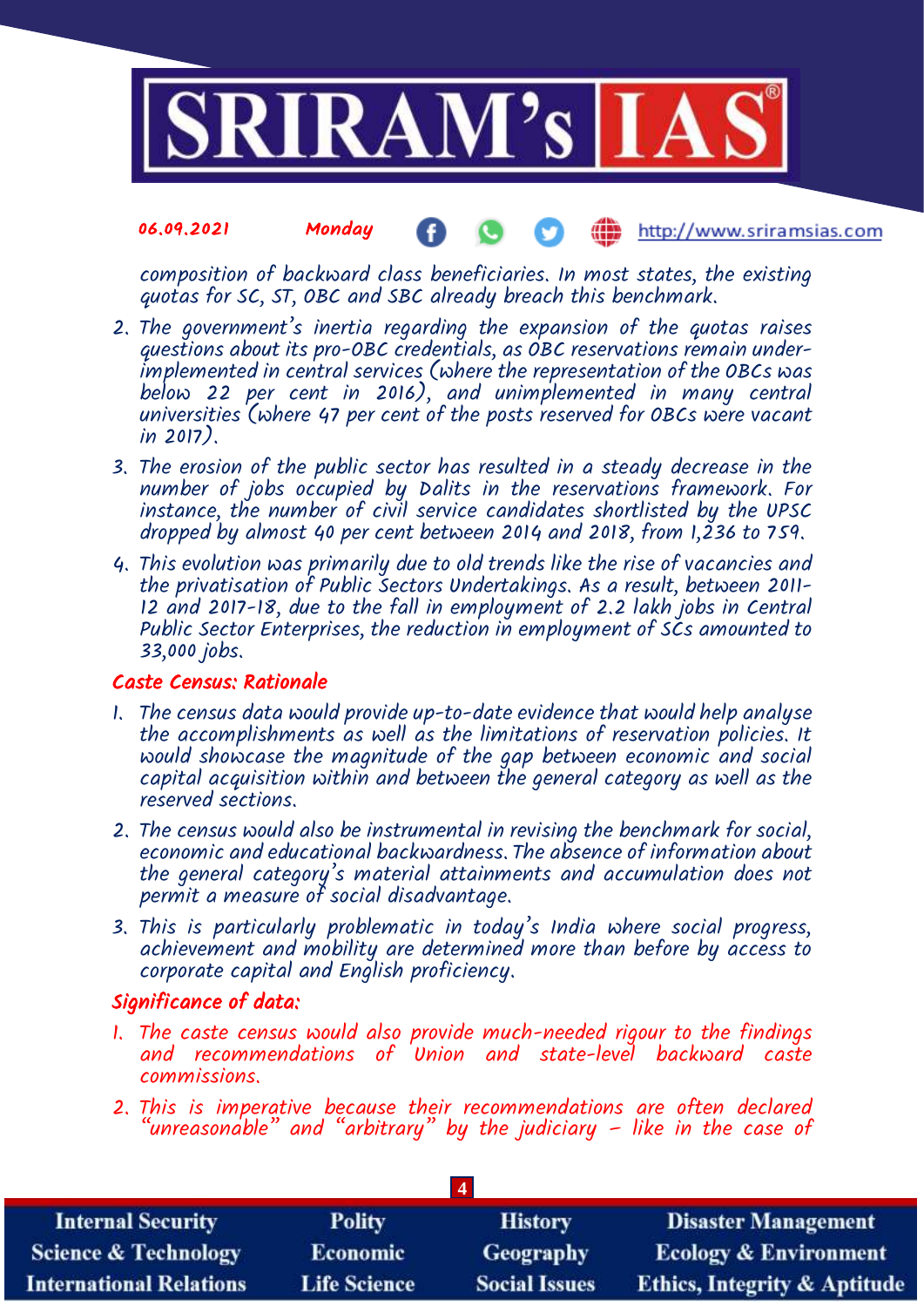composition of backward class beneficiaries. In most states, the existing quotas for SC, ST, OBC and SBC already breach this benchmark.

2. The government's inertia regarding the expansion of the quotas raises questions about its pro-OBC credentials, as OBC reservations remain under-implemented in central services (where the representation of the OBCs was below 22 per cent in 2016), and unimplemented in many central universities (where 47 per cent of the posts reserved for OBCs were vacant in 2017).
3. The erosion of the public sector has resulted in a steady decrease in the number of jobs occupied by Dalits in the reservations framework. For instance, the number of civil service candidates shortlisted by the UPSC dropped by almost 40 per cent between 2014 and 2018, from 1,236 to 759.
4. This evolution was primarily due to old trends like the rise of vacancies and the privatisation of Public Sectors Undertakings. As a result, between 2011-12 and 2017-18, due to the fall in employment of 2.2 lakh jobs in Central Public Sector Enterprises, the reduction in employment of SCs amounted to 33,000 jobs.

### Caste Census: Rationale

1. The census data would provide up-to-date evidence that would help analyse the accomplishments as well as the limitations of reservation policies. It would showcase the magnitude of the gap between economic and social capital acquisition within and between the general category as well as the reserved sections.
2. The census would also be instrumental in revising the benchmark for social, economic and educational backwardness. The absence of information about the general category's material attainments and accumulation does not permit a measure of social disadvantage.
3. This is particularly problematic in today's India where social progress, achievement and mobility are determined more than before by access to corporate capital and English proficiency.

### Significance of data:

1. The caste census would also provide much-needed rigour to the findings and recommendations of Union and state-level backward caste commissions.
2. This is imperative because their recommendations are often declared "unreasonable" and "arbitrary" by the judiciary – like in the case of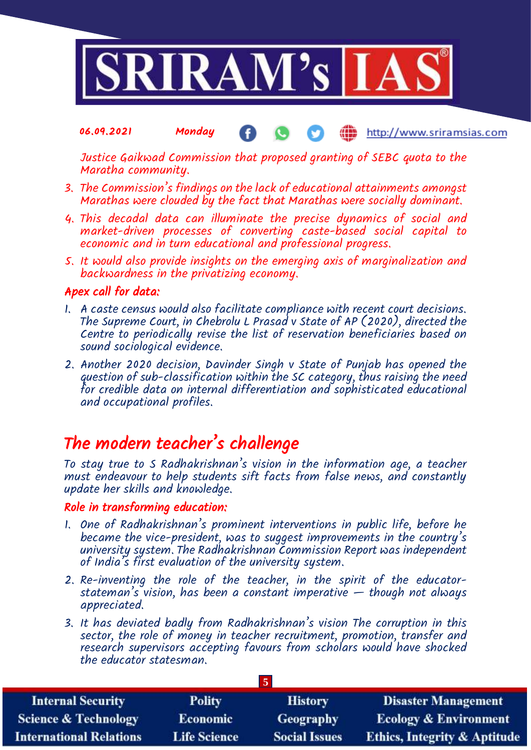Justice Gaikwad Commission that proposed granting of SEBC quota to the Maratha community.

3. The Commission's findings on the lack of educational attainments amongst Marathas were clouded by the fact that Marathas were socially dominant.
4. This decadal data can illuminate the precise dynamics of social and market-driven processes of converting caste-based social capital to economic and in turn educational and professional progress.
5. It would also provide insights on the emerging axis of marginalization and backwardness in the privatizing economy.

### Apex call for data:

1. A caste census would also facilitate compliance with recent court decisions. The Supreme Court, in Chebrolu L Prasad v State of AP (2020), directed the Centre to periodically revise the list of reservation beneficiaries based on sound sociological evidence.
2. Another 2020 decision, Davinder Singh v State of Punjab has opened the question of sub-classification within the SC category, thus raising the need for credible data on internal differentiation and sophisticated educational and occupational profiles.

## The modern teacher's challenge

To stay true to S Radhakrishnan's vision in the information age, a teacher must endeavour to help students sift facts from false news, and constantly update her skills and knowledge.

### Role in transforming education:

1. One of Radhakrishnan's prominent interventions in public life, before he became the vice-president, was to suggest improvements in the country's university system. The Radhakrishnan Commission Report was independent of India's first evaluation of the university system.
2. Re-inventing the role of the teacher, in the spirit of the educator-stateman's vision, has been a constant imperative — though not always appreciated.
3. It has deviated badly from Radhakrishnan's vision The corruption in this sector, the role of money in teacher recruitment, promotion, transfer and research supervisors accepting favours from scholars would have shocked the educator statesman.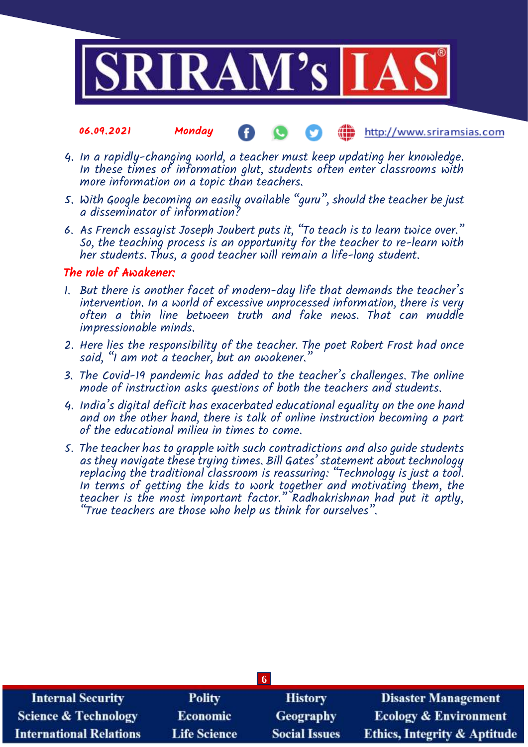4. In a rapidly-changing world, a teacher must keep updating her knowledge. In these times of information glut, students often enter classrooms with more information on a topic than teachers.
5. With Google becoming an easily available "guru", should the teacher be just a disseminator of information?
6. As French essayist Joseph Joubert puts it, "To teach is to learn twice over." So, the teaching process is an opportunity for the teacher to re-learn with her students. Thus, a good teacher will remain a life-long student.

## The role of Awakener:

1. But there is another facet of modern-day life that demands the teacher's intervention. In a world of excessive unprocessed information, there is very often a thin line between truth and fake news. That can muddle impressionable minds.
2. Here lies the responsibility of the teacher. The poet Robert Frost had once said, "I am not a teacher, but an awakener."
3. The Covid-19 pandemic has added to the teacher's challenges. The online mode of instruction asks questions of both the teachers and students.
4. India's digital deficit has exacerbated educational equality on the one hand and on the other hand, there is talk of online instruction becoming a part of the educational milieu in times to come.
5. The teacher has to grapple with such contradictions and also guide students as they navigate these trying times. Bill Gates' statement about technology replacing the traditional classroom is reassuring: "Technology is just a tool. In terms of getting the kids to work together and motivating them, the teacher is the most important factor." Radhakrishnan had put it aptly, "True teachers are those who help us think for ourselves".